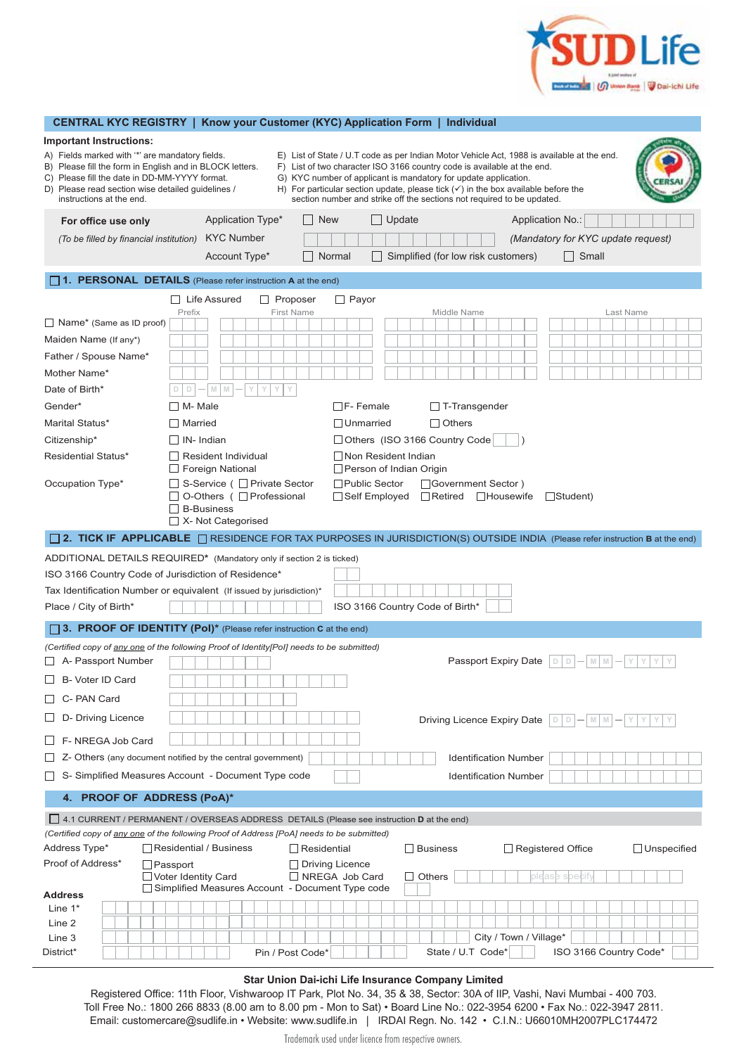**CENTRAL KYC REGISTRY | Know your Customer (KYC) Application Form | Individual**

**Important Instructions:**

A) Fields marked with '*' are mandatory fields.
B) Please fill the form in English and in BLOCK letters.
C) Please fill the date in DD-MM-YYYY format.
D) Please read section wise detailed guidelines / instructions at the end.
E) List of State / U.T code as per Indian Motor Vehicle Act, 1988 is available at the end.
F) List of two character ISO 3166 country code is available at the end.
G) KYC number of applicant is mandatory for update application.
H) For particular section update, please tick (✓) in the box available before the section number and strike off the sections not required to be updated.

**For office use only** *(To be filled by financial institution)*

Application Type* ☐ New ☐ Update     Application No.:

KYC Number     *(Mandatory for KYC update request)*

Account Type* ☐ Normal ☐ Simplified (for low risk customers) ☐ Small

## ☐ 1. PERSONAL DETAILS (Please refer instruction A at the end)

☐ Life Assured ☐ Proposer ☐ Payor

| | Prefix | First Name | Middle Name | Last Name |
|---|---|---|---|---|
| ☐ Name* (Same as ID proof) | | | | |
| Maiden Name (If any*) | | | | |
| Father / Spouse Name* | | | | |
| Mother Name* | | | | |

Date of Birth* D D – M M – Y Y Y Y

Gender* ☐ M- Male ☐ F- Female ☐ T-Transgender

Marital Status* ☐ Married ☐ Unmarried ☐ Others

Citizenship* ☐ IN- Indian ☐ Others (ISO 3166 Country Code )

Residential Status* ☐ Resident Individual ☐ Non Resident Indian ☐ Foreign National ☐ Person of Indian Origin

Occupation Type* ☐ S-Service ( ☐ Private Sector ☐ Public Sector ☐ Government Sector ) ☐ O-Others ( ☐ Professional ☐ Self Employed ☐ Retired ☐ Housewife ☐ Student) ☐ B-Business ☐ X- Not Categorised

## ☐ 2. TICK IF APPLICABLE ☐ RESIDENCE FOR TAX PURPOSES IN JURISDICTION(S) OUTSIDE INDIA (Please refer instruction B at the end)

ADDITIONAL DETAILS REQUIRED* (Mandatory only if section 2 is ticked)

ISO 3166 Country Code of Jurisdiction of Residence*

Tax Identification Number or equivalent (If issued by jurisdiction)*

Place / City of Birth*     ISO 3166 Country Code of Birth*

## ☐ 3. PROOF OF IDENTITY (PoI)* (Please refer instruction C at the end)

*(Certified copy of any one of the following Proof of Identity[PoI] needs to be submitted)*

☐ A- Passport Number     Passport Expiry Date D D – M M – Y Y Y Y

☐ B- Voter ID Card

☐ C- PAN Card

☐ D- Driving Licence     Driving Licence Expiry Date D D – M M – Y Y Y Y

☐ F- NREGA Job Card

☐ Z- Others (any document notified by the central government)     Identification Number

☐ S- Simplified Measures Account - Document Type code     Identification Number

## 4. PROOF OF ADDRESS (PoA)*

☐ 4.1 CURRENT / PERMANENT / OVERSEAS ADDRESS DETAILS (Please see instruction D at the end)

*(Certified copy of any one of the following Proof of Address [PoA] needs to be submitted)*

Address Type* ☐ Residential / Business ☐ Residential ☐ Business ☐ Registered Office ☐ Unspecified

Proof of Address* ☐ Passport ☐ Driving Licence ☐ Voter Identity Card ☐ NREGA Job Card ☐ Others (please specify) ☐ Simplified Measures Account - Document Type code

**Address**

Line 1*

Line 2

Line 3     City / Town / Village*

District*     Pin / Post Code*     State / U.T Code*     ISO 3166 Country Code*

**Star Union Dai-ichi Life Insurance Company Limited**

Registered Office: 11th Floor, Vishwaroop IT Park, Plot No. 34, 35 & 38, Sector: 30A of IIP, Vashi, Navi Mumbai - 400 703.
Toll Free No.: 1800 266 8833 (8.00 am to 8.00 pm - Mon to Sat) • Board Line No.: 022-3954 6200 • Fax No.: 022-3947 2811.
Email: customercare@sudlife.in • Website: www.sudlife.in | IRDAI Regn. No. 142 • C.I.N.: U66010MH2007PLC174472

Trademark used under licence from respective owners.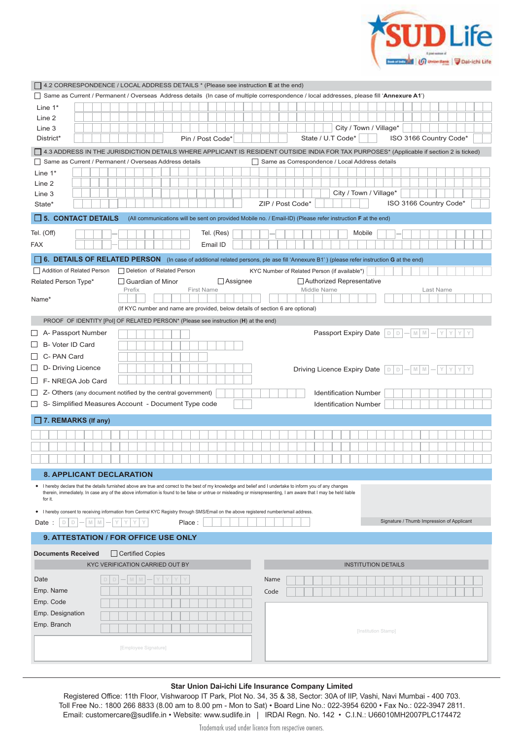SUD Life

☐ 4.2 CORRESPONDENCE / LOCAL ADDRESS DETAILS * (Please see instruction **E** at the end)

☐ Same as Current / Permanent / Overseas Address details (In case of multiple correspondence / local addresses, please fill '**Annexure A1**')

Line 1*

Line 2

Line 3 City / Town / Village*

District* Pin / Post Code* State / U.T Code* ISO 3166 Country Code*

☐ 4.3 ADDRESS IN THE JURISDICTION DETAILS WHERE APPLICANT IS RESIDENT OUTSIDE INDIA FOR TAX PURPOSES* (Applicable if section 2 is ticked)

☐ Same as Current / Permanent / Overseas Address details ☐ Same as Correspondence / Local Address details

Line 1*

Line 2

Line 3 City / Town / Village*

State* ZIP / Post Code* ISO 3166 Country Code*

## ☐ 5. CONTACT DETAILS

(All communications will be sent on provided Mobile no. / Email-ID) (Please refer instruction **F** at the end)

Tel. (Off) – Tel. (Res) Mobile –

FAX – Email ID

## ☐ 6. DETAILS OF RELATED PERSON

(In case of additional related persons, ple ase fill 'Annexure B1' ) (please refer instruction **G** at the end)

☐ Addition of Related Person ☐ Deletion of Related Person KYC Number of Related Person (if available*)

Related Person Type* ☐ Guardian of Minor ☐ Assignee ☐ Authorized Representative

Name* Prefix First Name Middle Name Last Name

(If KYC number and name are provided, below details of section 6 are optional)

PROOF OF IDENTITY [PoI] OF RELATED PERSON* (Please see instruction (**H**) at the end)

☐ A- Passport Number Passport Expiry Date D D – M M – Y Y Y Y

☐ B- Voter ID Card

☐ C- PAN Card

☐ D- Driving Licence Driving Licence Expiry Date D D – M M – Y Y Y Y

☐ F- NREGA Job Card

☐ Z- Others (any document notified by the central government) Identification Number

☐ S- Simplified Measures Account - Document Type code Identification Number

## ☐ 7. REMARKS (If any)

## 8. APPLICANT DECLARATION

- I hereby declare that the details furnished above are true and correct to the best of my knowledge and belief and I undertake to inform you of any changes therein, immediately. In case any of the above information is found to be false or untrue or misleading or misrepresenting, I am aware that I may be held liable for it.
- I hereby consent to receiving information from Central KYC Registry through SMS/Email on the above registered number/email address.

Date : D D – M M – Y Y Y Y Place :

Signature / Thumb Impression of Applicant

## 9. ATTESTATION / FOR OFFICE USE ONLY

**Documents Received** ☐ Certified Copies

| KYC VERIFICATION CARRIED OUT BY | INSTITUTION DETAILS |
|---|---|
| Date D D – M M – Y Y Y Y | Name |
| Emp. Name | Code |
| Emp. Code | |
| Emp. Designation | |
| Emp. Branch | [Institution Stamp] |
| [Employee Signature] | |

**Star Union Dai-ichi Life Insurance Company Limited**

Registered Office: 11th Floor, Vishwaroop IT Park, Plot No. 34, 35 & 38, Sector: 30A of IIP, Vashi, Navi Mumbai - 400 703.
Toll Free No.: 1800 266 8833 (8.00 am to 8.00 pm - Mon to Sat) • Board Line No.: 022-3954 6200 • Fax No.: 022-3947 2811.
Email: customercare@sudlife.in • Website: www.sudlife.in | IRDAI Regn. No. 142 • C.I.N.: U66010MH2007PLC174472

Trademark used under licence from respective owners.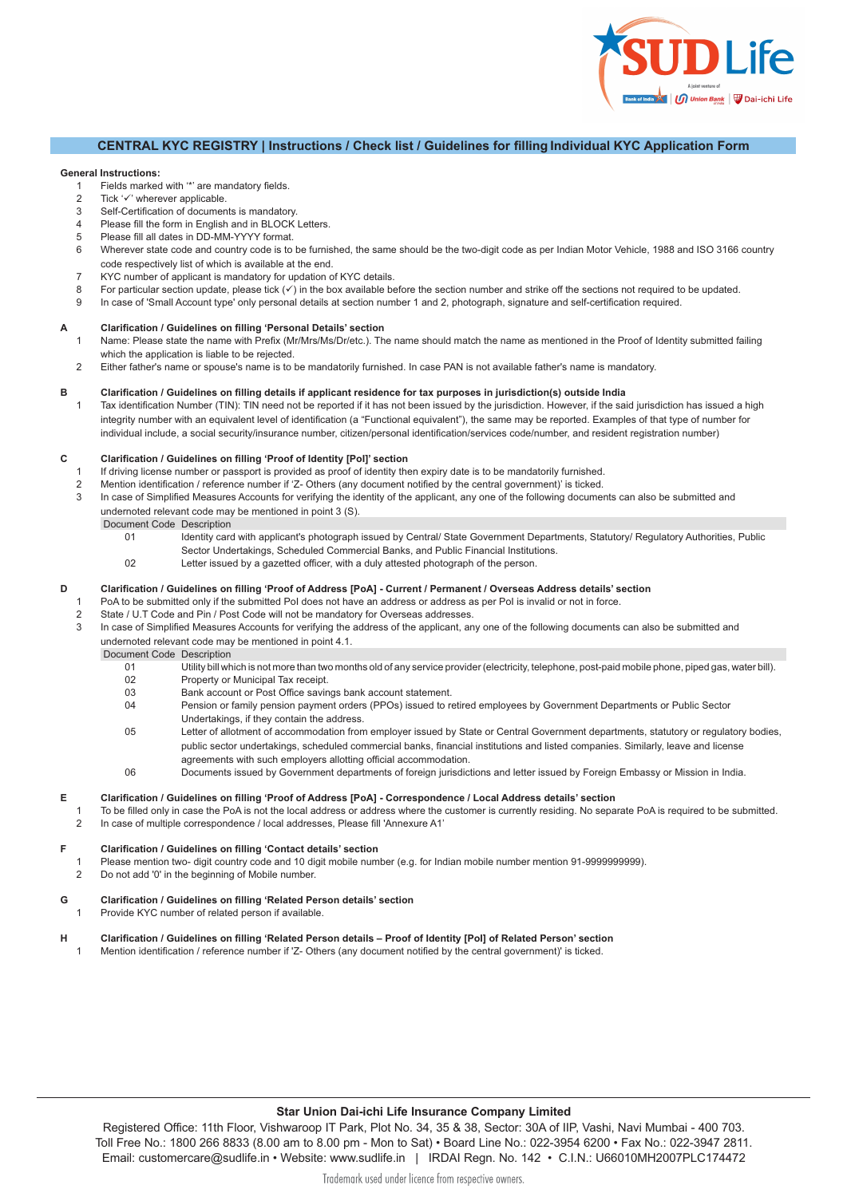## CENTRAL KYC REGISTRY | Instructions / Check list / Guidelines for filling Individual KYC Application Form

**General Instructions:**

1. Fields marked with '*' are mandatory fields.
2. Tick '✓' wherever applicable.
3. Self-Certification of documents is mandatory.
4. Please fill the form in English and in BLOCK Letters.
5. Please fill all dates in DD-MM-YYYY format.
6. Wherever state code and country code is to be furnished, the same should be the two-digit code as per Indian Motor Vehicle, 1988 and ISO 3166 country code respectively list of which is available at the end.
7. KYC number of applicant is mandatory for updation of KYC details.
8. For particular section update, please tick (✓) in the box available before the section number and strike off the sections not required to be updated.
9. In case of 'Small Account type' only personal details at section number 1 and 2, photograph, signature and self-certification required.

**A Clarification / Guidelines on filling 'Personal Details' section**

1. Name: Please state the name with Prefix (Mr/Mrs/Ms/Dr/etc.). The name should match the name as mentioned in the Proof of Identity submitted failing which the application is liable to be rejected.
2. Either father's name or spouse's name is to be mandatorily furnished. In case PAN is not available father's name is mandatory.

**B Clarification / Guidelines on filling details if applicant residence for tax purposes in jurisdiction(s) outside India**

1. Tax identification Number (TIN): TIN need not be reported if it has not been issued by the jurisdiction. However, if the said jurisdiction has issued a high integrity number with an equivalent level of identification (a "Functional equivalent"), the same may be reported. Examples of that type of number for individual include, a social security/insurance number, citizen/personal identification/services code/number, and resident registration number)

**C Clarification / Guidelines on filling 'Proof of Identity [PoI]' section**

1. If driving license number or passport is provided as proof of identity then expiry date is to be mandatorily furnished.
2. Mention identification / reference number if 'Z- Others (any document notified by the central government)' is ticked.
3. In case of Simplified Measures Accounts for verifying the identity of the applicant, any one of the following documents can also be submitted and undernoted relevant code may be mentioned in point 3 (S).

| Document Code | Description |
|---|---|
| 01 | Identity card with applicant's photograph issued by Central/ State Government Departments, Statutory/ Regulatory Authorities, Public Sector Undertakings, Scheduled Commercial Banks, and Public Financial Institutions. |
| 02 | Letter issued by a gazetted officer, with a duly attested photograph of the person. |

**D Clarification / Guidelines on filling 'Proof of Address [PoA] - Current / Permanent / Overseas Address details' section**

1. PoA to be submitted only if the submitted PoI does not have an address or address as per PoI is invalid or not in force.
2. State / U.T Code and Pin / Post Code will not be mandatory for Overseas addresses.
3. In case of Simplified Measures Accounts for verifying the address of the applicant, any one of the following documents can also be submitted and undernoted relevant code may be mentioned in point 4.1.

| Document Code | Description |
|---|---|
| 01 | Utility bill which is not more than two months old of any service provider (electricity, telephone, post-paid mobile phone, piped gas, water bill). |
| 02 | Property or Municipal Tax receipt. |
| 03 | Bank account or Post Office savings bank account statement. |
| 04 | Pension or family pension payment orders (PPOs) issued to retired employees by Government Departments or Public Sector Undertakings, if they contain the address. |
| 05 | Letter of allotment of accommodation from employer issued by State or Central Government departments, statutory or regulatory bodies, public sector undertakings, scheduled commercial banks, financial institutions and listed companies. Similarly, leave and license agreements with such employers allotting official accommodation. |
| 06 | Documents issued by Government departments of foreign jurisdictions and letter issued by Foreign Embassy or Mission in India. |

**E Clarification / Guidelines on filling 'Proof of Address [PoA] - Correspondence / Local Address details' section**

1. To be filled only in case the PoA is not the local address or address where the customer is currently residing. No separate PoA is required to be submitted.
2. In case of multiple correspondence / local addresses, Please fill 'Annexure A1'

**F Clarification / Guidelines on filling 'Contact details' section**

1. Please mention two- digit country code and 10 digit mobile number (e.g. for Indian mobile number mention 91-9999999999).
2. Do not add '0' in the beginning of Mobile number.

**G Clarification / Guidelines on filling 'Related Person details' section**

1. Provide KYC number of related person if available.

**H Clarification / Guidelines on filling 'Related Person details – Proof of Identity [PoI] of Related Person' section**

1. Mention identification / reference number if 'Z- Others (any document notified by the central government)' is ticked.

**Star Union Dai-ichi Life Insurance Company Limited**

Registered Office: 11th Floor, Vishwaroop IT Park, Plot No. 34, 35 & 38, Sector: 30A of IIP, Vashi, Navi Mumbai - 400 703.
Toll Free No.: 1800 266 8833 (8.00 am to 8.00 pm - Mon to Sat) • Board Line No.: 022-3954 6200 • Fax No.: 022-3947 2811.
Email: customercare@sudlife.in • Website: www.sudlife.in | IRDAI Regn. No. 142 • C.I.N.: U66010MH2007PLC174472

Trademark used under licence from respective owners.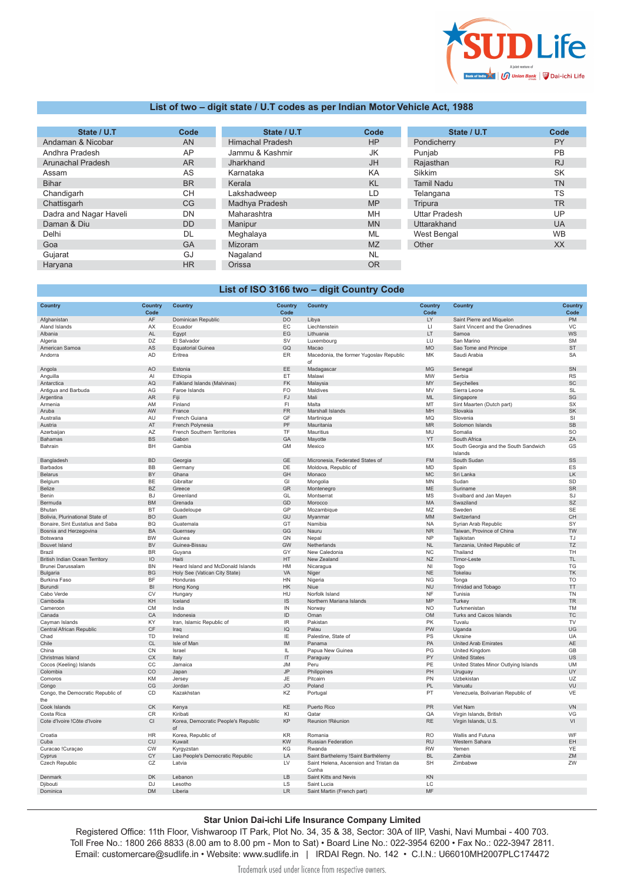## List of two – digit state / U.T codes as per Indian Motor Vehicle Act, 1988

| State / U.T | Code | State / U.T | Code | State / U.T | Code |
|---|---|---|---|---|---|
| Andaman & Nicobar | AN | Himachal Pradesh | HP | Pondicherry | PY |
| Andhra Pradesh | AP | Jammu & Kashmir | JK | Punjab | PB |
| Arunachal Pradesh | AR | Jharkhand | JH | Rajasthan | RJ |
| Assam | AS | Karnataka | KA | Sikkim | SK |
| Bihar | BR | Kerala | KL | Tamil Nadu | TN |
| Chandigarh | CH | Lakshadweep | LD | Telangana | TS |
| Chattisgarh | CG | Madhya Pradesh | MP | Tripura | TR |
| Dadra and Nagar Haveli | DN | Maharashtra | MH | Uttar Pradesh | UP |
| Daman & Diu | DD | Manipur | MN | Uttarakhand | UA |
| Delhi | DL | Meghalaya | ML | West Bengal | WB |
| Goa | GA | Mizoram | MZ | Other | XX |
| Gujarat | GJ | Nagaland | NL | | |
| Haryana | HR | Orissa | OR | | |

## List of ISO 3166 two – digit Country Code

| Country | Country Code | Country | Country Code | Country | Country Code | Country | Country Code |
|---|---|---|---|---|---|---|---|
| Afghanistan | AF | Dominican Republic | DO | Libya | LY | Saint Pierre and Miquelon | PM |
| Aland Islands | AX | Ecuador | EC | Liechtenstein | LI | Saint Vincent and the Grenadines | VC |
| Albania | AL | Egypt | EG | Lithuania | LT | Samoa | WS |
| Algeria | DZ | El Salvador | SV | Luxembourg | LU | San Marino | SM |
| American Samoa | AS | Equatorial Guinea | GQ | Macao | MO | Sao Tome and Principe | ST |
| Andorra | AD | Eritrea | ER | Macedonia, the former Yugoslav Republic of | MK | Saudi Arabia | SA |
| Angola | AO | Estonia | EE | Madagascar | MG | Senegal | SN |
| Anguilla | AI | Ethiopia | ET | Malawi | MW | Serbia | RS |
| Antarctica | AQ | Falkland Islands (Malvinas) | FK | Malaysia | MY | Seychelles | SC |
| Antigua and Barbuda | AG | Faroe Islands | FO | Maldives | MV | Sierra Leone | SL |
| Argentina | AR | Fiji | FJ | Mali | ML | Singapore | SG |
| Armenia | AM | Finland | FI | Malta | MT | Sint Maarten (Dutch part) | SX |
| Aruba | AW | France | FR | Marshall Islands | MH | Slovakia | SK |
| Australia | AU | French Guiana | GF | Martinique | MQ | Slovenia | SI |
| Austria | AT | French Polynesia | PF | Mauritania | MR | Solomon Islands | SB |
| Azerbaijan | AZ | French Southern Territories | TF | Mauritius | MU | Somalia | SO |
| Bahamas | BS | Gabon | GA | Mayotte | YT | South Africa | ZA |
| Bahrain | BH | Gambia | GM | Mexico | MX | South Georgia and the South Sandwich Islands | GS |
| Bangladesh | BD | Georgia | GE | Micronesia, Federated States of | FM | South Sudan | SS |
| Barbados | BB | Germany | DE | Moldova, Republic of | MD | Spain | ES |
| Belarus | BY | Ghana | GH | Monaco | MC | Sri Lanka | LK |
| Belgium | BE | Gibraltar | GI | Mongolia | MN | Sudan | SD |
| Belize | BZ | Greece | GR | Montenegro | ME | Suriname | SR |
| Benin | BJ | Greenland | GL | Montserrat | MS | Svalbard and Jan Mayen | SJ |
| Bermuda | BM | Grenada | GD | Morocco | MA | Swaziland | SZ |
| Bhutan | BT | Guadeloupe | GP | Mozambique | MZ | Sweden | SE |
| Bolivia, Plurinational State of | BO | Guam | GU | Myanmar | MM | Switzerland | CH |
| Bonaire, Sint Eustatius and Saba | BQ | Guatemala | GT | Namibia | NA | Syrian Arab Republic | SY |
| Bosnia and Herzegovina | BA | Guernsey | GG | Nauru | NR | Taiwan, Province of China | TW |
| Botswana | BW | Guinea | GN | Nepal | NP | Tajikistan | TJ |
| Bouvet Island | BV | Guinea-Bissau | GW | Netherlands | NL | Tanzania, United Republic of | TZ |
| Brazil | BR | Guyana | GY | New Caledonia | NC | Thailand | TH |
| British Indian Ocean Territory | IO | Haiti | HT | New Zealand | NZ | Timor-Leste | TL |
| Brunei Darussalam | BN | Heard Island and McDonald Islands | HM | Nicaragua | NI | Togo | TG |
| Bulgaria | BG | Holy See (Vatican City State) | VA | Niger | NE | Tokelau | TK |
| Burkina Faso | BF | Honduras | HN | Nigeria | NG | Tonga | TO |
| Burundi | BI | Hong Kong | HK | Niue | NU | Trinidad and Tobago | TT |
| Cabo Verde | CV | Hungary | HU | Norfolk Island | NF | Tunisia | TN |
| Cambodia | KH | Iceland | IS | Northern Mariana Islands | MP | Turkey | TR |
| Cameroon | CM | India | IN | Norway | NO | Turkmenistan | TM |
| Canada | CA | Indonesia | ID | Oman | OM | Turks and Caicos Islands | TC |
| Cayman Islands | KY | Iran, Islamic Republic of | IR | Pakistan | PK | Tuvalu | TV |
| Central African Republic | CF | Iraq | IQ | Palau | PW | Uganda | UG |
| Chad | TD | Ireland | IE | Palestine, State of | PS | Ukraine | UA |
| Chile | CL | Isle of Man | IM | Panama | PA | United Arab Emirates | AE |
| China | CN | Israel | IL | Papua New Guinea | PG | United Kingdom | GB |
| Christmas Island | CX | Italy | IT | Paraguay | PY | United States | US |
| Cocos (Keeling) Islands | CC | Jamaica | JM | Peru | PE | United States Minor Outlying Islands | UM |
| Colombia | CO | Japan | JP | Philippines | PH | Uruguay | UY |
| Comoros | KM | Jersey | JE | Pitcairn | PN | Uzbekistan | UZ |
| Congo | CG | Jordan | JO | Poland | PL | Vanuatu | VU |
| Congo, the Democratic Republic of the | CD | Kazakhstan | KZ | Portugal | PT | Venezuela, Bolivarian Republic of | VE |
| Cook Islands | CK | Kenya | KE | Puerto Rico | PR | Viet Nam | VN |
| Costa Rica | CR | Kiribati | KI | Qatar | QA | Virgin Islands, British | VG |
| Cote d'Ivoire !Côte d'Ivoire | CI | Korea, Democratic People's Republic of | KP | Reunion !Réunion | RE | Virgin Islands, U.S. | VI |
| Croatia | HR | Korea, Republic of | KR | Romania | RO | Wallis and Futuna | WF |
| Cuba | CU | Kuwait | KW | Russian Federation | RU | Western Sahara | EH |
| Curacao !Curaçao | CW | Kyrgyzstan | KG | Rwanda | RW | Yemen | YE |
| Cyprus | CY | Lao People's Democratic Republic | LA | Saint Barthelemy !Saint Barthélemy | BL | Zambia | ZM |
| Czech Republic | CZ | Latvia | LV | Saint Helena, Ascension and Tristan da Cunha | SH | Zimbabwe | ZW |
| Denmark | DK | Lebanon | LB | Saint Kitts and Nevis | KN | | |
| Djibouti | DJ | Lesotho | LS | Saint Lucia | LC | | |
| Dominica | DM | Liberia | LR | Saint Martin (French part) | MF | | |

**Star Union Dai-ichi Life Insurance Company Limited**

Registered Office: 11th Floor, Vishwaroop IT Park, Plot No. 34, 35 & 38, Sector: 30A of IIP, Vashi, Navi Mumbai - 400 703.
Toll Free No.: 1800 266 8833 (8.00 am to 8.00 pm - Mon to Sat) • Board Line No.: 022-3954 6200 • Fax No.: 022-3947 2811.
Email: customercare@sudlife.in • Website: www.sudlife.in | IRDAI Regn. No. 142 • C.I.N.: U66010MH2007PLC174472

Trademark used under licence from respective owners.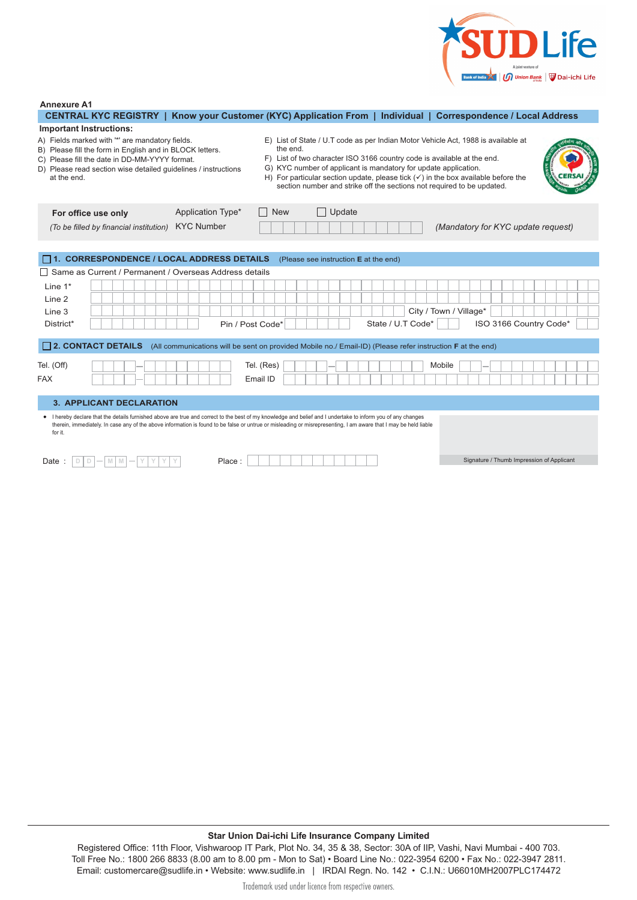Annexure A1

**CENTRAL KYC REGISTRY | Know your Customer (KYC) Application From | Individual | Correspondence / Local Address**

**Important Instructions:**

A) Fields marked with '*' are mandatory fields.
B) Please fill the form in English and in BLOCK letters.
C) Please fill the date in DD-MM-YYYY format.
D) Please read section wise detailed guidelines / instructions at the end.
E) List of State / U.T code as per Indian Motor Vehicle Act, 1988 is available at the end.
F) List of two character ISO 3166 country code is available at the end.
G) KYC number of applicant is mandatory for update application.
H) For particular section update, please tick (✓) in the box available before the section number and strike off the sections not required to be updated.

| **For office use only** | Application Type* | ☐ New ☐ Update |
|---|---|---|
| *(To be filled by financial institution)* | KYC Number | *(Mandatory for KYC update request)* |

## ☐ 1. CORRESPONDENCE / LOCAL ADDRESS DETAILS (Please see instruction E at the end)

☐ Same as Current / Permanent / Overseas Address details

Line 1*

Line 2

Line 3 &nbsp;&nbsp;&nbsp; City / Town / Village*

District* &nbsp;&nbsp;&nbsp; Pin / Post Code* &nbsp;&nbsp;&nbsp; State / U.T Code* &nbsp;&nbsp;&nbsp; ISO 3166 Country Code*

## ☐ 2. CONTACT DETAILS (All communications will be sent on provided Mobile no./ Email-ID) (Please refer instruction F at the end)

Tel. (Off) &nbsp;&nbsp;&nbsp; Tel. (Res) &nbsp;&nbsp;&nbsp; Mobile

FAX &nbsp;&nbsp;&nbsp; Email ID

## 3. APPLICANT DECLARATION

- I hereby declare that the details furnished above are true and correct to the best of my knowledge and belief and I undertake to inform you of any changes therein, immediately. In case any of the above information is found to be false or untrue or misleading or misrepresenting, I am aware that I may be held liable for it.

Date : D D – M M – Y Y Y Y &nbsp;&nbsp;&nbsp; Place :

Signature / Thumb Impression of Applicant

**Star Union Dai-ichi Life Insurance Company Limited**

Registered Office: 11th Floor, Vishwaroop IT Park, Plot No. 34, 35 & 38, Sector: 30A of IIP, Vashi, Navi Mumbai - 400 703.
Toll Free No.: 1800 266 8833 (8.00 am to 8.00 pm - Mon to Sat) • Board Line No.: 022-3954 6200 • Fax No.: 022-3947 2811.
Email: customercare@sudlife.in • Website: www.sudlife.in | IRDAI Regn. No. 142 • C.I.N.: U66010MH2007PLC174472

Trademark used under licence from respective owners.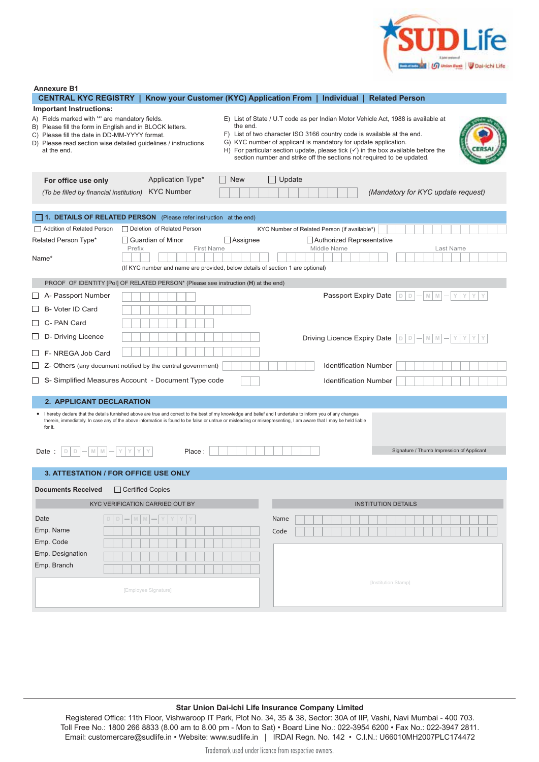Annexure B1

## CENTRAL KYC REGISTRY | Know your Customer (KYC) Application From | Individual | Related Person

**Important Instructions:**

A) Fields marked with '*' are mandatory fields.
B) Please fill the form in English and in BLOCK letters.
C) Please fill the date in DD-MM-YYYY format.
D) Please read section wise detailed guidelines / instructions at the end.
E) List of State / U.T code as per Indian Motor Vehicle Act, 1988 is available at the end.
F) List of two character ISO 3166 country code is available at the end.
G) KYC number of applicant is mandatory for update application.
H) For particular section update, please tick (✓) in the box available before the section number and strike off the sections not required to be updated.

**For office use only** Application Type* ☐ New ☐ Update

*(To be filled by financial institution)* KYC Number *(Mandatory for KYC update request)*

### ☐ 1. DETAILS OF RELATED PERSON (Please refer instruction at the end)

☐ Addition of Related Person ☐ Deletion of Related Person KYC Number of Related Person (if available*)

Related Person Type* ☐ Guardian of Minor ☐ Assignee ☐ Authorized Representative

Name* Prefix First Name Middle Name Last Name

(If KYC number and name are provided, below details of section 1 are optional)

PROOF OF IDENTITY [PoI] OF RELATED PERSON* (Please see instruction (H) at the end)

☐ A- Passport Number Passport Expiry Date D D – M M – Y Y Y Y

☐ B- Voter ID Card

☐ C- PAN Card

☐ D- Driving Licence Driving Licence Expiry Date D D – M M – Y Y Y Y

☐ F- NREGA Job Card

☐ Z- Others (any document notified by the central government) Identification Number

☐ S- Simplified Measures Account - Document Type code Identification Number

### 2. APPLICANT DECLARATION

- I hereby declare that the details furnished above are true and correct to the best of my knowledge and belief and I undertake to inform you of any changes therein, immediately. In case any of the above information is found to be false or untrue or misleading or misrepresenting, I am aware that I may be held liable for it.

Date : D D – M M – Y Y Y Y Place :

Signature / Thumb Impression of Applicant

### 3. ATTESTATION / FOR OFFICE USE ONLY

**Documents Received** ☐ Certified Copies

| KYC VERIFICATION CARRIED OUT BY | INSTITUTION DETAILS |
|---|---|
| Date D D – M M – Y Y Y Y | Name |
| Emp. Name | Code |
| Emp. Code | |
| Emp. Designation | |
| Emp. Branch | |
| [Employee Signature] | [Institution Stamp] |

**Star Union Dai-ichi Life Insurance Company Limited**

Registered Office: 11th Floor, Vishwaroop IT Park, Plot No. 34, 35 & 38, Sector: 30A of IIP, Vashi, Navi Mumbai - 400 703.
Toll Free No.: 1800 266 8833 (8.00 am to 8.00 pm - Mon to Sat) • Board Line No.: 022-3954 6200 • Fax No.: 022-3947 2811.
Email: customercare@sudlife.in • Website: www.sudlife.in | IRDAI Regn. No. 142 • C.I.N.: U66010MH2007PLC174472

Trademark used under licence from respective owners.